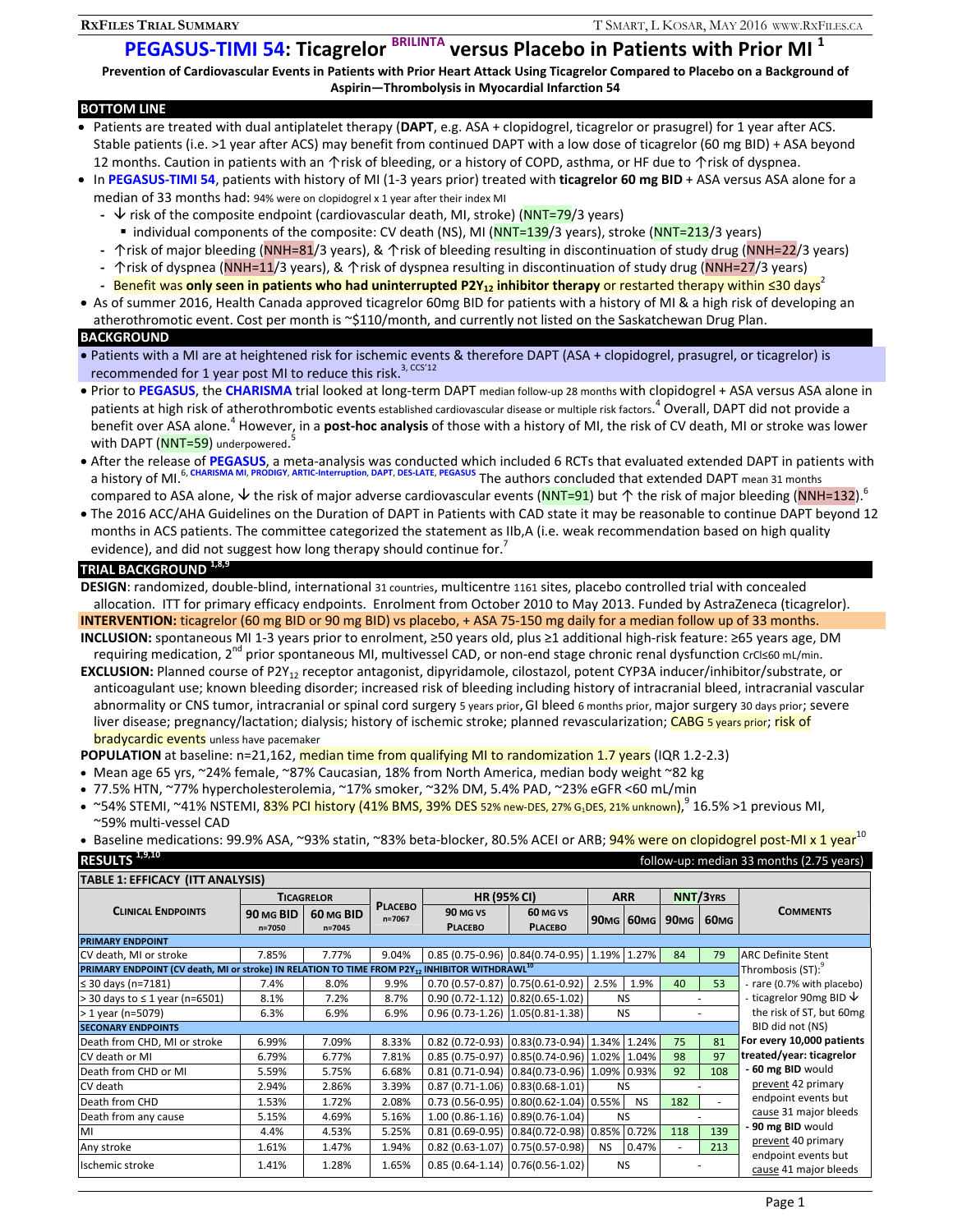# PEGASUS-TIMI 54: Ticagrelor BRILINTA versus Placebo in Patients with Prior MI [1]

**Prevention of Cardiovascular Events in Patients with Prior Heart Attack Using Ticagrelor Compared to Placebo on a Background of Aspirin—Thrombolysis in Myocardial Infarction 54**

## BOTTOM LINE

- Patients are treated with dual antiplatelet therapy (**DAPT**, e.g. ASA + clopidogrel, ticagrelor or prasugrel) for 1 year after ACS. Stable patients (i.e. >1 year after ACS) may benefit from continued DAPT with a low dose of ticagrelor (60 mg BID) + ASA beyond 12 months. Caution in patients with an ↑risk of bleeding, or a history of COPD, asthma, or HF due to ↑risk of dyspnea.
- In **PEGASUS-TIMI 54**, patients with history of MI (1-3 years prior) treated with **ticagrelor 60 mg BID** + ASA versus ASA alone for a median of 33 months had: 94% were on clopidogrel x 1 year after their index MI
  - ↓ risk of the composite endpoint (cardiovascular death, MI, stroke) (NNT=79/3 years)
    - individual components of the composite: CV death (NS), MI (NNT=139/3 years), stroke (NNT=213/3 years)
  - ↑risk of major bleeding (NNH=81/3 years), & ↑risk of bleeding resulting in discontinuation of study drug (NNH=22/3 years)
  - ↑risk of dyspnea (NNH=11/3 years), & ↑risk of dyspnea resulting in discontinuation of study drug (NNH=27/3 years)
  - Benefit was **only seen in patients who had uninterrupted $P2Y_{12}$ inhibitor therapy** or restarted therapy within ≤30 days[2]
- As of summer 2016, Health Canada approved ticagrelor 60mg BID for patients with a history of MI & a high risk of developing an atherothrombotic event. Cost per month is ~$110/month, and currently not listed on the Saskatchewan Drug Plan.

## BACKGROUND

- Patients with a MI are at heightened risk for ischemic events & therefore DAPT (ASA + clopidogrel, prasugrel, or ticagrelor) is recommended for 1 year post MI to reduce this risk.[3, CCS'12]
- Prior to **PEGASUS**, the **CHARISMA** trial looked at long-term DAPT median follow-up 28 months with clopidogrel + ASA versus ASA alone in patients at high risk of atherothrombotic events established cardiovascular disease or multiple risk factors.[4] Overall, DAPT did not provide a benefit over ASA alone.[4] However, in a **post-hoc analysis** of those with a history of MI, the risk of CV death, MI or stroke was lower with DAPT (NNT=59) underpowered.[5]
- After the release of **PEGASUS**, a meta-analysis was conducted which included 6 RCTs that evaluated extended DAPT in patients with a history of MI.[6, CHARISMA MI, PRODIGY, ARTIC-Interruption, DAPT, DES-LATE, PEGASUS] The authors concluded that extended DAPT mean 31 months compared to ASA alone, ↓ the risk of major adverse cardiovascular events (NNT=91) but ↑ the risk of major bleeding (NNH=132).[6]
- The 2016 ACC/AHA Guidelines on the Duration of DAPT in Patients with CAD state it may be reasonable to continue DAPT beyond 12 months in ACS patients. The committee categorized the statement as IIb,A (i.e. weak recommendation based on high quality evidence), and did not suggest how long therapy should continue for.[7]

## TRIAL BACKGROUND [1,8,9]

**DESIGN**: randomized, double-blind, international 31 countries, multicentre 1161 sites, placebo controlled trial with concealed allocation. ITT for primary efficacy endpoints. Enrolment from October 2010 to May 2013. Funded by AstraZeneca (ticagrelor).

**INTERVENTION:** ticagrelor (60 mg BID or 90 mg BID) vs placebo, + ASA 75-150 mg daily for a median follow up of 33 months.

**INCLUSION:** spontaneous MI 1-3 years prior to enrolment, ≥50 years old, plus ≥1 additional high-risk feature: ≥65 years age, DM requiring medication, 2nd prior spontaneous MI, multivessel CAD, or non-end stage chronic renal dysfunction CrCl≤60 mL/min.

**EXCLUSION:** Planned course of $P2Y_{12}$ receptor antagonist, dipyridamole, cilostazol, potent CYP3A inducer/inhibitor/substrate, or anticoagulant use; known bleeding disorder; increased risk of bleeding including history of intracranial bleed, intracranial vascular abnormality or CNS tumor, intracranial or spinal cord surgery 5 years prior, GI bleed 6 months prior, major surgery 30 days prior; severe liver disease; pregnancy/lactation; dialysis; history of ischemic stroke; planned revascularization; CABG 5 years prior; risk of bradycardic events unless have pacemaker

**POPULATION** at baseline: n=21,162, median time from qualifying MI to randomization 1.7 years (IQR 1.2-2.3)

- Mean age 65 yrs, ~24% female, ~87% Caucasian, 18% from North America, median body weight ~82 kg
- 77.5% HTN, ~77% hypercholesterolemia, ~17% smoker, ~32% DM, 5.4% PAD, ~23% eGFR <60 mL/min
- ~54% STEMI, ~41% NSTEMI, 83% PCI history (41% BMS, 39% DES 52% new-DES, 27% $G_1$DES, 21% unknown),[9] 16.5% >1 previous MI, ~59% multi-vessel CAD
- Baseline medications: 99.9% ASA, ~93% statin, ~83% beta-blocker, 80.5% ACEI or ARB; 94% were on clopidogrel post-MI x 1 year[10]

## RESULTS [1,9,10]

follow-up: median 33 months (2.75 years)

**TABLE 1: EFFICACY (ITT ANALYSIS)**

| Clinical Endpoints | Ticagrelor 90 mg BID n=7050 | Ticagrelor 60 mg BID n=7045 | Placebo n=7067 | HR (95% CI) 90 mg vs Placebo | HR (95% CI) 60 mg vs Placebo | ARR 90mg | ARR 60mg | NNT/3yrs 90mg | NNT/3yrs 60mg | Comments |
|---|---|---|---|---|---|---|---|---|---|---|
| **PRIMARY ENDPOINT** | | | | | | | | | | |
| CV death, MI or stroke | 7.85% | 7.77% | 9.04% | 0.85 (0.75-0.96) | 0.84(0.74-0.95) | 1.19% | 1.27% | 84 | 79 | ARC Definite Stent Thrombosis (ST):[9] |
| **PRIMARY ENDPOINT (CV death, MI or stroke) IN RELATION TO TIME FROM $P2Y_{12}$ INHIBITOR WITHDRAWL[10]** | | | | | | | | | | |
| ≤ 30 days (n=7181) | 7.4% | 8.0% | 9.9% | 0.70 (0.57-0.87) | 0.75(0.61-0.92) | 2.5% | 1.9% | 40 | 53 | - rare (0.7% with placebo) |
| > 30 days to ≤ 1 year (n=6501) | 8.1% | 7.2% | 8.7% | 0.90 (0.72-1.12) | 0.82(0.65-1.02) | NS | | - | | - ticagrelor 90mg BID ↓ the risk of ST, but 60mg BID did not (NS) |
| > 1 year (n=5079) | 6.3% | 6.9% | 6.9% | 0.96 (0.73-1.26) | 1.05(0.81-1.38) | NS | | - | | |
| **SECONARY ENDPOINTS** | | | | | | | | | | |
| Death from CHD, MI or stroke | 6.99% | 7.09% | 8.33% | 0.82 (0.72-0.93) | 0.83(0.73-0.94) | 1.34% | 1.24% | 75 | 81 | **For every 10,000 patients treated/year: ticagrelor** |
| CV death or MI | 6.79% | 6.77% | 7.81% | 0.85 (0.75-0.97) | 0.85(0.74-0.96) | 1.02% | 1.04% | 98 | 97 | - **60 mg BID** would prevent 42 primary endpoint events but cause 31 major bleeds |
| Death from CHD or MI | 5.59% | 5.75% | 6.68% | 0.81 (0.71-0.94) | 0.84(0.73-0.96) | 1.09% | 0.93% | 92 | 108 | |
| CV death | 2.94% | 2.86% | 3.39% | 0.87 (0.71-1.06) | 0.83(0.68-1.01) | NS | | - | | |
| Death from CHD | 1.53% | 1.72% | 2.08% | 0.73 (0.56-0.95) | 0.80(0.62-1.04) | 0.55% | NS | 182 | - | |
| Death from any cause | 5.15% | 4.69% | 5.16% | 1.00 (0.86-1.16) | 0.89(0.76-1.04) | NS | | - | | - **90 mg BID** would prevent 40 primary endpoint events but cause 41 major bleeds |
| MI | 4.4% | 4.53% | 5.25% | 0.81 (0.69-0.95) | 0.84(0.72-0.98) | 0.85% | 0.72% | 118 | 139 | |
| Any stroke | 1.61% | 1.47% | 1.94% | 0.82 (0.63-1.07) | 0.75(0.57-0.98) | NS | 0.47% | - | 213 | |
| Ischemic stroke | 1.41% | 1.28% | 1.65% | 0.85 (0.64-1.14) | 0.76(0.56-1.02) | NS | | - | | |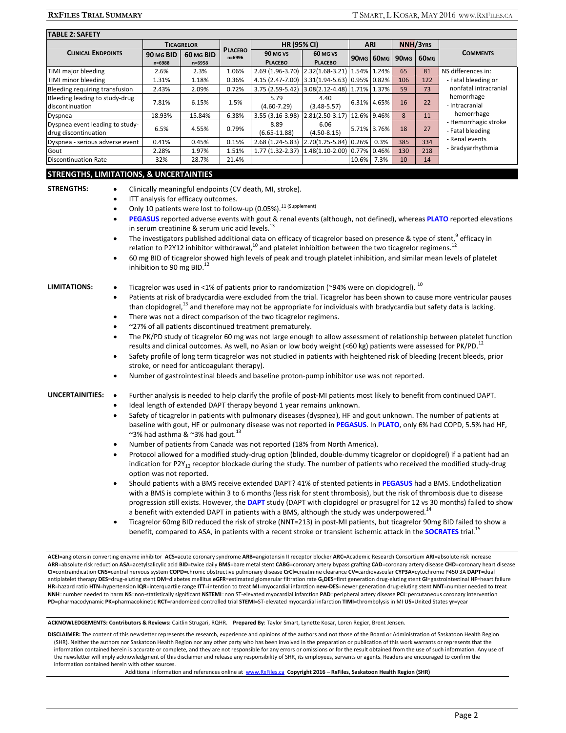## TABLE 2: SAFETY

| Clinical Endpoints | Ticagrelor 90 mg BID n=6988 | Ticagrelor 60 mg BID n=6958 | Placebo n=6996 | HR (95% CI) 90 mg vs Placebo | HR (95% CI) 60 mg vs Placebo | ARI 90mg | ARI 60mg | NNH/3yrs 90mg | NNH/3yrs 60mg | Comments |
|---|---|---|---|---|---|---|---|---|---|---|
| TIMI major bleeding | 2.6% | 2.3% | 1.06% | 2.69 (1.96-3.70) | 2.32(1.68-3.21) | 1.54% | 1.24% | 65 | 81 | NS differences in: - Fatal bleeding or nonfatal intracranial hemorrhage - Intracranial hemorrhage - Hemorrhagic stroke - Fatal bleeding - Renal events - Bradyarrhythmia |
| TIMI minor bleeding | 1.31% | 1.18% | 0.36% | 4.15 (2.47-7.00) | 3.31(1.94-5.63) | 0.95% | 0.82% | 106 | 122 | |
| Bleeding requiring transfusion | 2.43% | 2.09% | 0.72% | 3.75 (2.59-5.42) | 3.08(2.12-4.48) | 1.71% | 1.37% | 59 | 73 | |
| Bleeding leading to study-drug discontinuation | 7.81% | 6.15% | 1.5% | 5.79 (4.60-7.29) | 4.40 (3.48-5.57) | 6.31% | 4.65% | 16 | 22 | |
| Dyspnea | 18.93% | 15.84% | 6.38% | 3.55 (3.16-3.98) | 2.81(2.50-3.17) | 12.6% | 9.46% | 8 | 11 | |
| Dyspnea event leading to study-drug discontinuation | 6.5% | 4.55% | 0.79% | 8.89 (6.65-11.88) | 6.06 (4.50-8.15) | 5.71% | 3.76% | 18 | 27 | |
| Dyspnea - serious adverse event | 0.41% | 0.45% | 0.15% | 2.68 (1.24-5.83) | 2.70(1.25-5.84) | 0.26% | 0.3% | 385 | 334 | |
| Gout | 2.28% | 1.97% | 1.51% | 1.77 (1.32-2.37) | 1.48(1.10-2.00) | 0.77% | 0.46% | 130 | 218 | |
| Discontinuation Rate | 32% | 28.7% | 21.4% | - | - | 10.6% | 7.3% | 10 | 14 | |

## STRENGTHS, LIMITATIONS, & UNCERTAINTIES

**STRENGTHS:**

- Clinically meaningful endpoints (CV death, MI, stroke).
- ITT analysis for efficacy outcomes.
- Only 10 patients were lost to follow-up (0.05%).[11 (Supplement)]
- **PEGASUS** reported adverse events with gout & renal events (although, not defined), whereas **PLATO** reported elevations in serum creatinine & serum uric acid levels.[13]
- The investigators published additional data on efficacy of ticagrelor based on presence & type of stent,[9] efficacy in relation to P2Y12 inhibitor withdrawal,[10] and platelet inhibition between the two ticagrelor regimens.[12]
- 60 mg BID of ticagrelor showed high levels of peak and trough platelet inhibition, and similar mean levels of platelet inhibition to 90 mg BID.[12]

**LIMITATIONS:**

- Ticagrelor was used in <1% of patients prior to randomization (~94% were on clopidogrel).[10]
- Patients at risk of bradycardia were excluded from the trial. Ticagrelor has been shown to cause more ventricular pauses than clopidogrel,[13] and therefore may not be appropriate for individuals with bradycardia but safety data is lacking.
- There was not a direct comparison of the two ticagrelor regimens.
- ~27% of all patients discontinued treatment prematurely.
- The PK/PD study of ticagrelor 60 mg was not large enough to allow assessment of relationship between platelet function results and clinical outcomes. As well, no Asian or low body weight (<60 kg) patients were assessed for PK/PD.[12]
- Safety profile of long term ticagrelor was not studied in patients with heightened risk of bleeding (recent bleeds, prior stroke, or need for anticoagulant therapy).
- Number of gastrointestinal bleeds and baseline proton-pump inhibitor use was not reported.

**UNCERTAINITIES:**

- Further analysis is needed to help clarify the profile of post-MI patients most likely to benefit from continued DAPT.
- Ideal length of extended DAPT therapy beyond 1 year remains unknown.
- Safety of ticagrelor in patients with pulmonary diseases (dyspnea), HF and gout unknown. The number of patients at baseline with gout, HF or pulmonary disease was not reported in **PEGASUS**. In **PLATO**, only 6% had COPD, 5.5% had HF, ~3% had asthma & ~3% had gout.[13]
- Number of patients from Canada was not reported (18% from North America).
- Protocol allowed for a modified study-drug option (blinded, double-dummy ticagrelor or clopidogrel) if a patient had an indication for $P2Y_{12}$ receptor blockade during the study. The number of patients who received the modified study-drug option was not reported.
- Should patients with a BMS receive extended DAPT? 41% of stented patients in **PEGASUS** had a BMS. Endothelization with a BMS is complete within 3 to 6 months (less risk for stent thrombosis), but the risk of thrombosis due to disease progression still exists. However, the **DAPT** study (DAPT with clopidogrel or prasugrel for 12 vs 30 months) failed to show a benefit with extended DAPT in patients with a BMS, although the study was underpowered.[14]
- Ticagrelor 60mg BID reduced the risk of stroke (NNT=213) in post-MI patients, but ticagrelor 90mg BID failed to show a benefit, compared to ASA, in patients with a recent stroke or transient ischemic attack in the **SOCRATES** trial.[15]

**ACEI**=angiotensin converting enzyme inhibitor **ACS**=acute coronary syndrome **ARB**=angiotensin II receptor blocker **ARC**=Academic Research Consortium **ARI**=absolute risk increase **ARR**=absolute risk reduction **ASA**=acetylsalicylic acid **BID**=twice daily **BMS**=bare metal stent **CABG**=coronary artery bypass grafting **CAD**=coronary artery disease **CHD**=coronary heart disease **CI**=contraindication **CNS**=central nervous system **COPD**=chronic obstructive pulmonary disease **CrCl**=creatinine clearance **CV**=cardiovascular **CYP3A**=cytochrome P450 3A **DAPT**=dual antiplatelet therapy **DES**=drug-eluting stent **DM**=diabetes mellitus **eGFR**=estimated glomerular filtration rate **$G_1$DES**=first generation drug-eluting stent **GI**=gastrointestinal **HF**=heart failure **HR**=hazard ratio **HTN**=hypertension **IQR**=interquartile range **ITT**=intention to treat **MI**=myocardial infarction **new-DES**=newer generation drug-eluting stent **NNT**=number needed to treat **NNH**=number needed to harm **NS**=non-statistically significant **NSTEMI**=non ST-elevated myocardial infarction **PAD**=peripheral artery disease **PCI**=percutaneous coronary intervention **PD**=pharmacodynamic **PK**=pharmacokinetic **RCT**=randomized controlled trial **STEMI**=ST-elevated myocardial infarction **TIMI**=thrombolysis in MI **US**=United States **yr**=year

**ACKNOWLEDGEMENTS: Contributors & Reviews:** Caitlin Strugari, RQHR. **Prepared By**: Taylor Smart, Lynette Kosar, Loren Regier, Brent Jensen.

**DISCLAIMER:** The content of this newsletter represents the research, experience and opinions of the authors and not those of the Board or Administration of Saskatoon Health Region (SHR). Neither the authors nor Saskatoon Health Region nor any other party who has been involved in the preparation or publication of this work warrants or represents that the information contained herein is accurate or complete, and they are not responsible for any errors or omissions or for the result obtained from the use of such information. Any use of the newsletter will imply acknowledgment of this disclaimer and release any responsibility of SHR, its employees, servants or agents. Readers are encouraged to confirm the information contained herein with other sources.

Additional information and references online at www.RxFiles.ca **Copyright 2016 – RxFiles, Saskatoon Health Region (SHR)**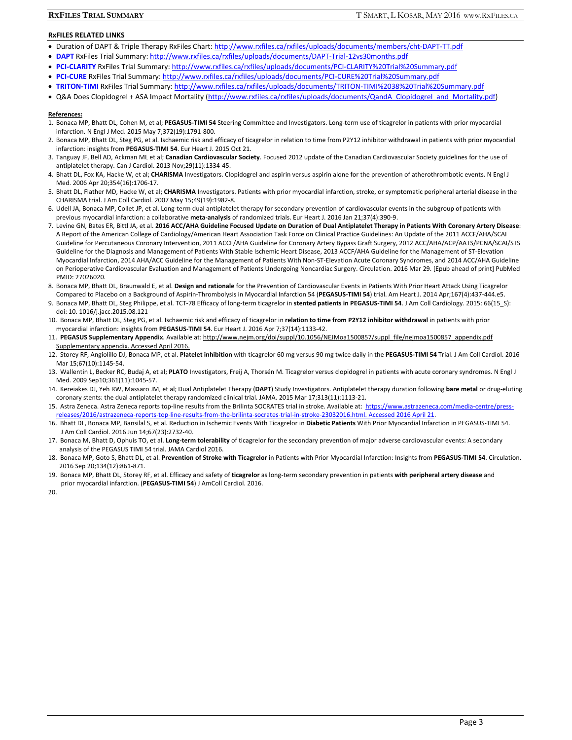#### RxFILES RELATED LINKS

- Duration of DAPT & Triple Therapy RxFiles Chart: http://www.rxfiles.ca/rxfiles/uploads/documents/members/cht-DAPT-TT.pdf
- **DAPT** RxFiles Trial Summary: http://www.rxfiles.ca/rxfiles/uploads/documents/DAPT-Trial-12vs30months.pdf
- **PCI-CLARITY** RxFiles Trial Summary: http://www.rxfiles.ca/rxfiles/uploads/documents/PCI-CLARITY%20Trial%20Summary.pdf
- **PCI-CURE** RxFiles Trial Summary: http://www.rxfiles.ca/rxfiles/uploads/documents/PCI-CURE%20Trial%20Summary.pdf
- **TRITON-TIMI** RxFiles Trial Summary: http://www.rxfiles.ca/rxfiles/uploads/documents/TRITON-TIMI%2038%20Trial%20Summary.pdf
- Q&A Does Clopidogrel + ASA Impact Mortality (http://www.rxfiles.ca/rxfiles/uploads/documents/QandA_Clopidogrel_and_Mortality.pdf)

**References:**

1. Bonaca MP, Bhatt DL, Cohen M, et al; **PEGASUS-TIMI 54** Steering Committee and Investigators. Long-term use of ticagrelor in patients with prior myocardial infarction. N Engl J Med. 2015 May 7;372(19):1791-800.
2. Bonaca MP, Bhatt DL, Steg PG, et al. Ischaemic risk and efficacy of ticagrelor in relation to time from P2Y12 inhibitor withdrawal in patients with prior myocardial infarction: insights from **PEGASUS-TIMI 54**. Eur Heart J. 2015 Oct 21.
3. Tanguay JF, Bell AD, Ackman ML et al; **Canadian Cardiovascular Society**. Focused 2012 update of the Canadian Cardiovascular Society guidelines for the use of antiplatelet therapy. Can J Cardiol. 2013 Nov;29(11):1334-45.
4. Bhatt DL, Fox KA, Hacke W, et al; **CHARISMA** Investigators. Clopidogrel and aspirin versus aspirin alone for the prevention of atherothrombotic events. N Engl J Med. 2006 Apr 20;354(16):1706-17.
5. Bhatt DL, Flather MD, Hacke W, et al; **CHARISMA** Investigators. Patients with prior myocardial infarction, stroke, or symptomatic peripheral arterial disease in the CHARISMA trial. J Am Coll Cardiol. 2007 May 15;49(19):1982-8.
6. Udell JA, Bonaca MP, Collet JP, et al. Long-term dual antiplatelet therapy for secondary prevention of cardiovascular events in the subgroup of patients with previous myocardial infarction: a collaborative **meta-analysis** of randomized trials. Eur Heart J. 2016 Jan 21;37(4):390-9.
7. Levine GN, Bates ER, Bittl JA, et al. **2016 ACC/AHA Guideline Focused Update on Duration of Dual Antiplatelet Therapy in Patients With Coronary Artery Disease**: A Report of the American College of Cardiology/American Heart Association Task Force on Clinical Practice Guidelines: An Update of the 2011 ACCF/AHA/SCAI Guideline for Percutaneous Coronary Intervention, 2011 ACCF/AHA Guideline for Coronary Artery Bypass Graft Surgery, 2012 ACC/AHA/ACP/AATS/PCNA/SCAI/STS Guideline for the Diagnosis and Management of Patients With Stable Ischemic Heart Disease, 2013 ACCF/AHA Guideline for the Management of ST-Elevation Myocardial Infarction, 2014 AHA/ACC Guideline for the Management of Patients With Non-ST-Elevation Acute Coronary Syndromes, and 2014 ACC/AHA Guideline on Perioperative Cardiovascular Evaluation and Management of Patients Undergoing Noncardiac Surgery. Circulation. 2016 Mar 29. [Epub ahead of print] PubMed PMID: 27026020.
8. Bonaca MP, Bhatt DL, Braunwald E, et al. **Design and rationale** for the Prevention of Cardiovascular Events in Patients With Prior Heart Attack Using Ticagrelor Compared to Placebo on a Background of Aspirin-Thrombolysis in Myocardial Infarction 54 (**PEGASUS-TIMI 54**) trial. Am Heart J. 2014 Apr;167(4):437-444.e5.
9. Bonaca MP, Bhatt DL, Steg Philippe, et al. TCT-78 Efficacy of long-term ticagrelor in **stented patients in PEGASUS-TIMI 54**. J Am Coll Cardiology. 2015: 66(15_S): doi: 10. 1016/j.jacc.2015.08.121
10. Bonaca MP, Bhatt DL, Steg PG, et al. Ischaemic risk and efficacy of ticagrelor in **relation to time from P2Y12 inhibitor withdrawal** in patients with prior myocardial infarction: insights from **PEGASUS-TIMI 54**. Eur Heart J. 2016 Apr 7;37(14):1133-42.
11. **PEGASUS Supplementary Appendix**. Available at: http://www.nejm.org/doi/suppl/10.1056/NEJMoa1500857/suppl_file/nejmoa1500857_appendix.pdf Supplementary appendix. Accessed April 2016.
12. Storey RF, Angiolillo DJ, Bonaca MP, et al. **Platelet inhibition** with ticagrelor 60 mg versus 90 mg twice daily in the **PEGASUS-TIMI 54** Trial. J Am Coll Cardiol. 2016 Mar 15;67(10):1145-54.
13. Wallentin L, Becker RC, Budaj A, et al; **PLATO** Investigators, Freij A, Thorsén M. Ticagrelor versus clopidogrel in patients with acute coronary syndromes. N Engl J Med. 2009 Sep10;361(11):1045-57.
14. Kereiakes DJ, Yeh RW, Massaro JM, et al; Dual Antiplatelet Therapy (**DAPT**) Study Investigators. Antiplatelet therapy duration following **bare metal** or drug-eluting coronary stents: the dual antiplatelet therapy randomized clinical trial. JAMA. 2015 Mar 17;313(11):1113-21.
15. Astra Zeneca. Astra Zeneca reports top-line results from the Brilinta SOCRATES trial in stroke. Available at: https://www.astrazeneca.com/media-centre/press-releases/2016/astrazeneca-reports-top-line-results-from-the-brilinta-socrates-trial-in-stroke-23032016.html. Accessed 2016 April 21.
16. Bhatt DL, Bonaca MP, Bansilal S, et al. Reduction in Ischemic Events With Ticagrelor in **Diabetic Patients** With Prior Myocardial Infarction in PEGASUS-TIMI 54. J Am Coll Cardiol. 2016 Jun 14;67(23):2732-40.
17. Bonaca M, Bhatt D, Ophuis TO, et al. **Long-term tolerability** of ticagrelor for the secondary prevention of major adverse cardiovascular events: A secondary analysis of the PEGASUS TIMI 54 trial. JAMA Cardiol 2016.
18. Bonaca MP, Goto S, Bhatt DL, et al. **Prevention of Stroke with Ticagrelor** in Patients with Prior Myocardial Infarction: Insights from **PEGASUS-TIMI 54**. Circulation. 2016 Sep 20;134(12):861-871.
19. Bonaca MP, Bhatt DL, Storey RF, et al. Efficacy and safety of **ticagrelor** as long-term secondary prevention in patients **with peripheral artery disease** and prior myocardial infarction. (**PEGASUS-TIMI 54**) J AmColl Cardiol. 2016.
20.